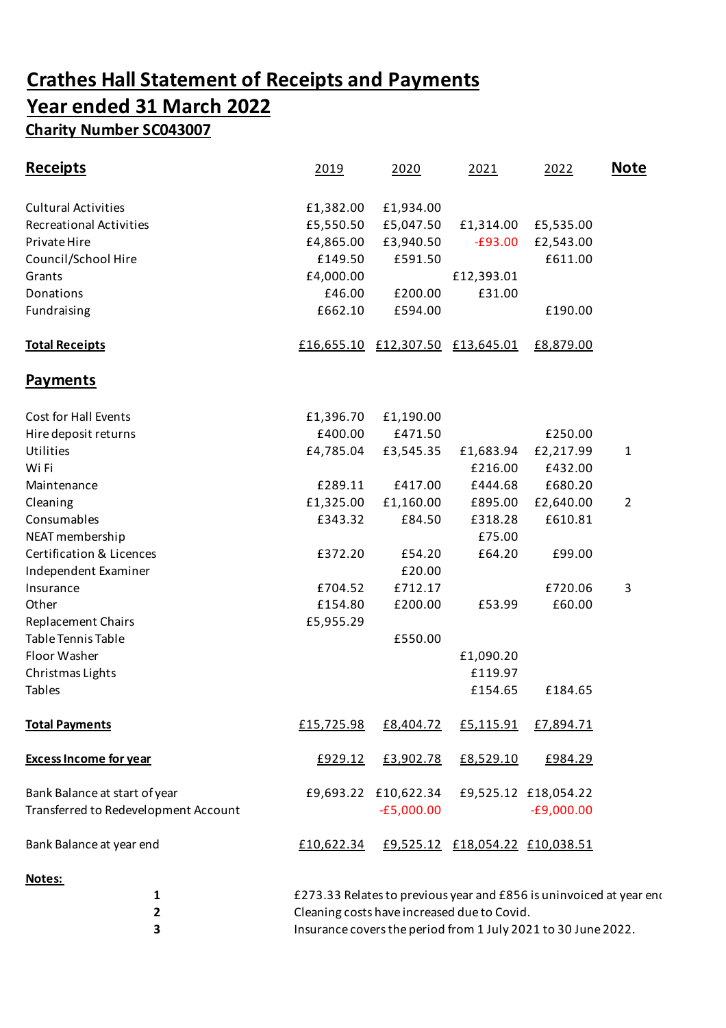# Crathes Hall Statement of Receipts and Payments

# Year ended 31 March 2022

### Charity Number SC043007

| **Receipts** | 2019 | 2020 | 2021 | 2022 | **Note** |
|---|---|---|---|---|---|
| Cultural Activities | £1,382.00 | £1,934.00 | | | |
| Recreational Activities | £5,550.50 | £5,047.50 | £1,314.00 | £5,535.00 | |
| Private Hire | £4,865.00 | £3,940.50 | -£93.00 | £2,543.00 | |
| Council/School Hire | £149.50 | £591.50 | | £611.00 | |
| Grants | £4,000.00 | | £12,393.01 | | |
| Donations | £46.00 | £200.00 | £31.00 | | |
| Fundraising | £662.10 | £594.00 | | £190.00 | |
| **Total Receipts** | £16,655.10 | £12,307.50 | £13,645.01 | £8,879.00 | |
| **Payments** | | | | | |
| Cost for Hall Events | £1,396.70 | £1,190.00 | | | |
| Hire deposit returns | £400.00 | £471.50 | | £250.00 | |
| Utilities | £4,785.04 | £3,545.35 | £1,683.94 | £2,217.99 | 1 |
| Wi Fi | | | £216.00 | £432.00 | |
| Maintenance | £289.11 | £417.00 | £444.68 | £680.20 | |
| Cleaning | £1,325.00 | £1,160.00 | £895.00 | £2,640.00 | 2 |
| Consumables | £343.32 | £84.50 | £318.28 | £610.81 | |
| NEAT membership | | | £75.00 | | |
| Certification & Licences | £372.20 | £54.20 | £64.20 | £99.00 | |
| Independent Examiner | | £20.00 | | | |
| Insurance | £704.52 | £712.17 | | £720.06 | 3 |
| Other | £154.80 | £200.00 | £53.99 | £60.00 | |
| Replacement Chairs | £5,955.29 | | | | |
| Table Tennis Table | | £550.00 | | | |
| Floor Washer | | | £1,090.20 | | |
| Christmas Lights | | | £119.97 | | |
| Tables | | | £154.65 | £184.65 | |
| **Total Payments** | £15,725.98 | £8,404.72 | £5,115.91 | £7,894.71 | |
| **Excess Income for year** | £929.12 | £3,902.78 | £8,529.10 | £984.29 | |
| Bank Balance at start of year | £9,693.22 | £10,622.34 | £9,525.12 | £18,054.22 | |
| Transferred to Redevelopment Account | | -£5,000.00 | | -£9,000.00 | |
| Bank Balance at year end | £10,622.34 | £9,525.12 | £18,054.22 | £10,038.51 | |

**Notes:**

1. £273.33 Relates to previous year and £856 is uninvoiced at year end
2. Cleaning costs have increased due to Covid.
3. Insurance covers the period from 1 July 2021 to 30 June 2022.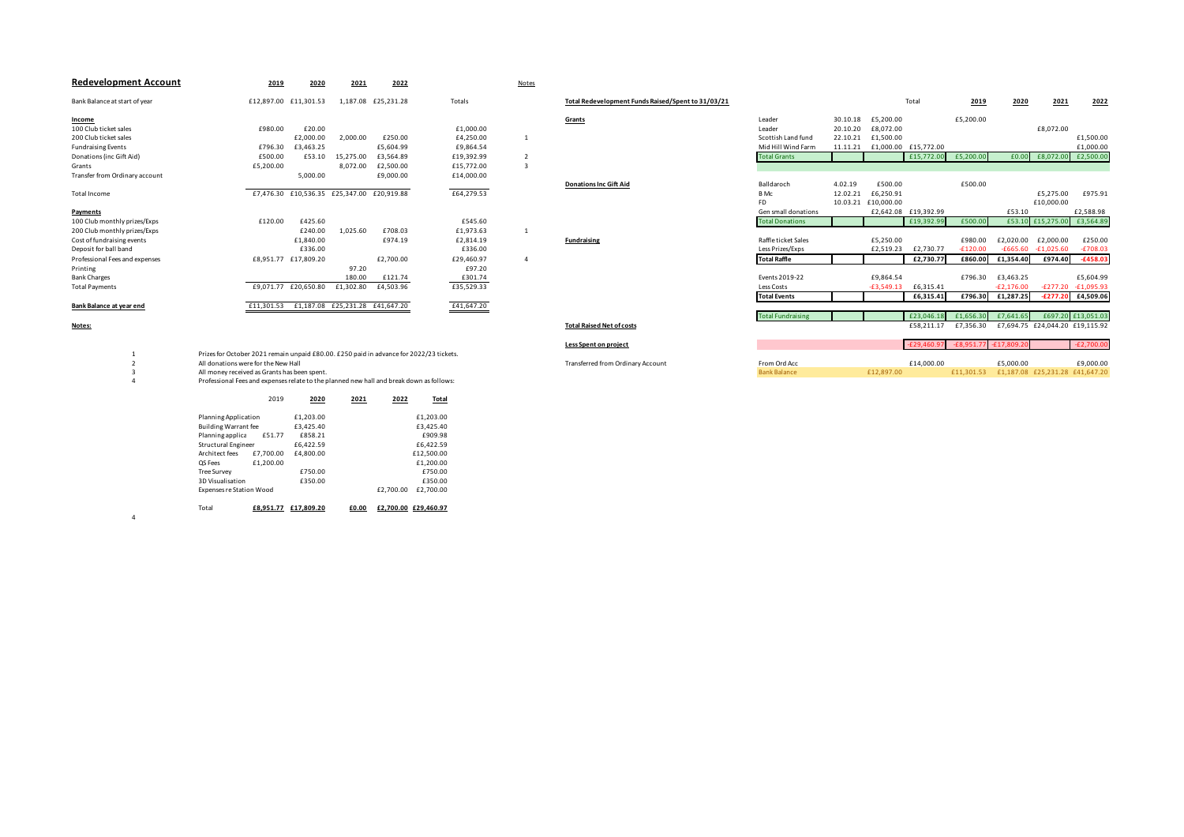## Redevelopment Account

| | 2019 | 2020 | 2021 | 2022 | Totals | Notes |
|---|---|---|---|---|---|---|
| Bank Balance at start of year | £12,897.00 | £11,301.53 | 1,187.08 | £25,231.28 | | |
| **Income** | | | | | | |
| 100 Club ticket sales | £980.00 | £20.00 | | | £1,000.00 | |
| 200 Club ticket sales | | £2,000.00 | 2,000.00 | £250.00 | £4,250.00 | 1 |
| Fundraising Events | £796.30 | £3,463.25 | | £5,604.99 | £9,864.54 | |
| Donations (inc Gift Aid) | £500.00 | £53.10 | 15,275.00 | £3,564.89 | £19,392.99 | 2 |
| Grants | £5,200.00 | | 8,072.00 | £2,500.00 | £15,772.00 | 3 |
| Transfer from Ordinary account | | 5,000.00 | | £9,000.00 | £14,000.00 | |
| Total Income | £7,476.30 | £10,536.35 | £25,347.00 | £20,919.88 | £64,279.53 | |
| **Payments** | | | | | | |
| 100 Club monthly prizes/Exps | £120.00 | £425.60 | | | £545.60 | |
| 200 Club monthly prizes/Exps | | £240.00 | 1,025.60 | £708.03 | £1,973.63 | 1 |
| Cost of fundraising events | | £1,840.00 | | £974.19 | £2,814.19 | |
| Deposit for ball band | | £336.00 | | | £336.00 | |
| Professional Fees and expenses | £8,951.77 | £17,809.20 | | £2,700.00 | £29,460.97 | 4 |
| Printing | | | 97.20 | | £97.20 | |
| Bank Charges | | | 180.00 | £121.74 | £301.74 | |
| Total Payments | £9,071.77 | £20,650.80 | £1,302.80 | £4,503.96 | £35,529.33 | |
| **Bank Balance at year end** | £11,301.53 | £1,187.08 | £25,231.28 | £41,647.20 | £41,647.20 | |

**Notes:**

1. Prizes for October 2021 remain unpaid £80.00. £250 paid in advance for 2022/23 tickets.
2. All donations were for the New Hall
3. All money received as Grants has been spent.
4. Professional Fees and expenses relate to the planned new hall and break down as follows:

| | 2019 | 2020 | 2021 | 2022 | Total |
|---|---|---|---|---|---|
| Planning Application | | £1,203.00 | | | £1,203.00 |
| Building Warrant fee | | £3,425.40 | | | £3,425.40 |
| Planning applica | £51.77 | £858.21 | | | £909.98 |
| Structural Engineer | | £6,422.59 | | | £6,422.59 |
| Architect fees | £7,700.00 | £4,800.00 | | | £12,500.00 |
| QS Fees | £1,200.00 | | | | £1,200.00 |
| Tree Survey | | £750.00 | | | £750.00 |
| 3D Visualisation | | £350.00 | | | £350.00 |
| Expenses re Station Wood | | | | £2,700.00 | £2,700.00 |
| Total | £8,951.77 | £17,809.20 | £0.00 | £2,700.00 | £29,460.97 |

4

### Total Redevelopment Funds Raised/Spent to 31/03/21

| | | | | Total | 2019 | 2020 | 2021 | 2022 |
|---|---|---|---|---|---|---|---|---|
| **Grants** | Leader | 30.10.18 | £5,200.00 | | £5,200.00 | | | |
| | Leader | 20.10.20 | £8,072.00 | | | | £8,072.00 | |
| | Scottish Land fund | 22.10.21 | £1,500.00 | | | | | £1,500.00 |
| | Mid Hill Wind Farm | 11.11.21 | £1,000.00 | £15,772.00 | | | | £1,000.00 |
| | Total Grants | | | £15,772.00 | £5,200.00 | £0.00 | £8,072.00 | £2,500.00 |
| **Donations Inc Gift Aid** | Balldaroch | 4.02.19 | £500.00 | | £500.00 | | | |
| | B Mc | 12.02.21 | £6,250.91 | | | | £5,275.00 | £975.91 |
| | FD | 10.03.21 | £10,000.00 | | | | £10,000.00 | |
| | Gen small donations | | £2,642.08 | £19,392.99 | | £53.10 | | £2,588.98 |
| | Total Donations | | | £19,392.99 | £500.00 | £53.10 | £15,275.00 | £3,564.89 |
| **Fundraising** | Raffle ticket Sales | | £5,250.00 | | £980.00 | £2,020.00 | £2,000.00 | £250.00 |
| | Less Prizes/Exps | | £2,519.23 | £2,730.77 | -£120.00 | -£665.60 | -£1,025.60 | -£708.03 |
| | **Total Raffle** | | | **£2,730.77** | **£860.00** | **£1,354.40** | **£974.40** | **-£458.03** |
| | Events 2019-22 | | £9,864.54 | | £796.30 | £3,463.25 | | £5,604.99 |
| | Less Costs | | -£3,549.13 | £6,315.41 | | -£2,176.00 | -£277.20 | -£1,095.93 |
| | **Total Events** | | | **£6,315.41** | **£796.30** | **£1,287.25** | **-£277.20** | **£4,509.06** |
| | Total Fundraising | | | £23,046.18 | £1,656.30 | £7,641.65 | £697.20 | £13,051.03 |
| **Total Raised Net of costs** | | | | £58,211.17 | £7,356.30 | £7,694.75 | £24,044.20 | £19,115.92 |
| **Less Spent on project** | | | | -£29,460.97 | -£8,951.77 | -£17,809.20 | | -£2,700.00 |
| Transferred from Ordinary Account | From Ord Acc | | | £14,000.00 | | £5,000.00 | | £9,000.00 |
| | Bank Balance | | £12,897.00 | | £11,301.53 | £1,187.08 | £25,231.28 | £41,647.20 |